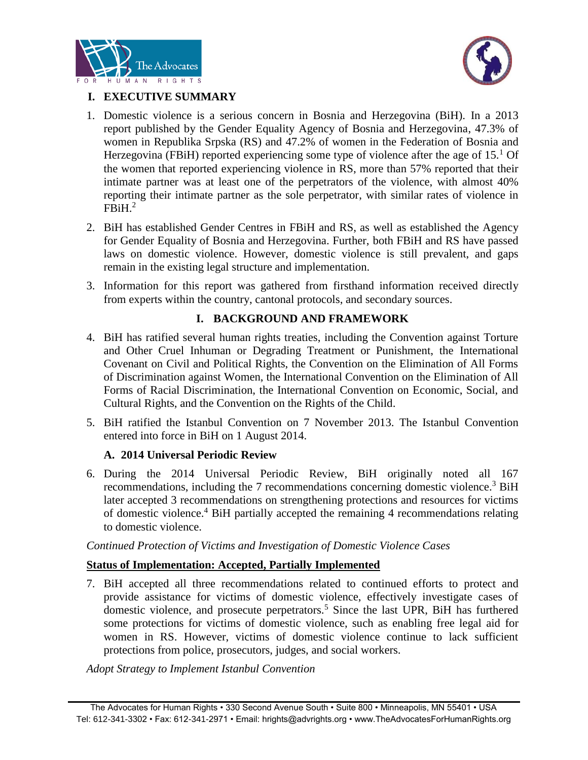## I. EXECUTIVE SUMMARY

1. Domestic violence is a serious concern in Bosnia and Herzegovina (BiH). In a 2013 report published by the Gender Equality Agency of Bosnia and Herzegovina, 47.3% of women in Republika Srpska (RS) and 47.2% of women in the Federation of Bosnia and Herzegovina (FBiH) reported experiencing some type of violence after the age of 15.[1] Of the women that reported experiencing violence in RS, more than 57% reported that their intimate partner was at least one of the perpetrators of the violence, with almost 40% reporting their intimate partner as the sole perpetrator, with similar rates of violence in FBiH.[2]

2. BiH has established Gender Centres in FBiH and RS, as well as established the Agency for Gender Equality of Bosnia and Herzegovina. Further, both FBiH and RS have passed laws on domestic violence. However, domestic violence is still prevalent, and gaps remain in the existing legal structure and implementation.

3. Information for this report was gathered from firsthand information received directly from experts within the country, cantonal protocols, and secondary sources.

## I. BACKGROUND AND FRAMEWORK

4. BiH has ratified several human rights treaties, including the Convention against Torture and Other Cruel Inhuman or Degrading Treatment or Punishment, the International Covenant on Civil and Political Rights, the Convention on the Elimination of All Forms of Discrimination against Women, the International Convention on the Elimination of All Forms of Racial Discrimination, the International Convention on Economic, Social, and Cultural Rights, and the Convention on the Rights of the Child.

5. BiH ratified the Istanbul Convention on 7 November 2013. The Istanbul Convention entered into force in BiH on 1 August 2014.

### A. 2014 Universal Periodic Review

6. During the 2014 Universal Periodic Review, BiH originally noted all 167 recommendations, including the 7 recommendations concerning domestic violence.[3] BiH later accepted 3 recommendations on strengthening protections and resources for victims of domestic violence.[4] BiH partially accepted the remaining 4 recommendations relating to domestic violence.

*Continued Protection of Victims and Investigation of Domestic Violence Cases*

**Status of Implementation: Accepted, Partially Implemented**

7. BiH accepted all three recommendations related to continued efforts to protect and provide assistance for victims of domestic violence, effectively investigate cases of domestic violence, and prosecute perpetrators.[5] Since the last UPR, BiH has furthered some protections for victims of domestic violence, such as enabling free legal aid for women in RS. However, victims of domestic violence continue to lack sufficient protections from police, prosecutors, judges, and social workers.

*Adopt Strategy to Implement Istanbul Convention*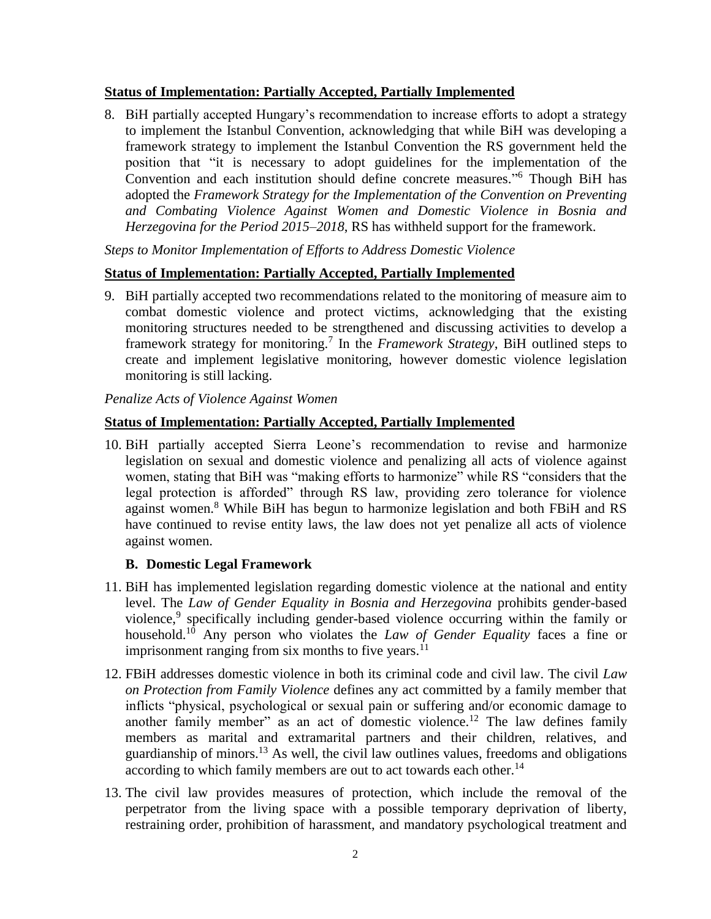**Status of Implementation: Partially Accepted, Partially Implemented**

8. BiH partially accepted Hungary's recommendation to increase efforts to adopt a strategy to implement the Istanbul Convention, acknowledging that while BiH was developing a framework strategy to implement the Istanbul Convention the RS government held the position that "it is necessary to adopt guidelines for the implementation of the Convention and each institution should define concrete measures."[6] Though BiH has adopted the *Framework Strategy for the Implementation of the Convention on Preventing and Combating Violence Against Women and Domestic Violence in Bosnia and Herzegovina for the Period 2015–2018*, RS has withheld support for the framework.

*Steps to Monitor Implementation of Efforts to Address Domestic Violence*

**Status of Implementation: Partially Accepted, Partially Implemented**

9. BiH partially accepted two recommendations related to the monitoring of measure aim to combat domestic violence and protect victims, acknowledging that the existing monitoring structures needed to be strengthened and discussing activities to develop a framework strategy for monitoring.[7] In the *Framework Strategy*, BiH outlined steps to create and implement legislative monitoring, however domestic violence legislation monitoring is still lacking.

*Penalize Acts of Violence Against Women*

**Status of Implementation: Partially Accepted, Partially Implemented**

10. BiH partially accepted Sierra Leone's recommendation to revise and harmonize legislation on sexual and domestic violence and penalizing all acts of violence against women, stating that BiH was "making efforts to harmonize" while RS "considers that the legal protection is afforded" through RS law, providing zero tolerance for violence against women.[8] While BiH has begun to harmonize legislation and both FBiH and RS have continued to revise entity laws, the law does not yet penalize all acts of violence against women.

### B. Domestic Legal Framework

11. BiH has implemented legislation regarding domestic violence at the national and entity level. The *Law of Gender Equality in Bosnia and Herzegovina* prohibits gender-based violence,[9] specifically including gender-based violence occurring within the family or household.[10] Any person who violates the *Law of Gender Equality* faces a fine or imprisonment ranging from six months to five years.[11]

12. FBiH addresses domestic violence in both its criminal code and civil law. The civil *Law on Protection from Family Violence* defines any act committed by a family member that inflicts "physical, psychological or sexual pain or suffering and/or economic damage to another family member" as an act of domestic violence.[12] The law defines family members as marital and extramarital partners and their children, relatives, and guardianship of minors.[13] As well, the civil law outlines values, freedoms and obligations according to which family members are out to act towards each other.[14]

13. The civil law provides measures of protection, which include the removal of the perpetrator from the living space with a possible temporary deprivation of liberty, restraining order, prohibition of harassment, and mandatory psychological treatment and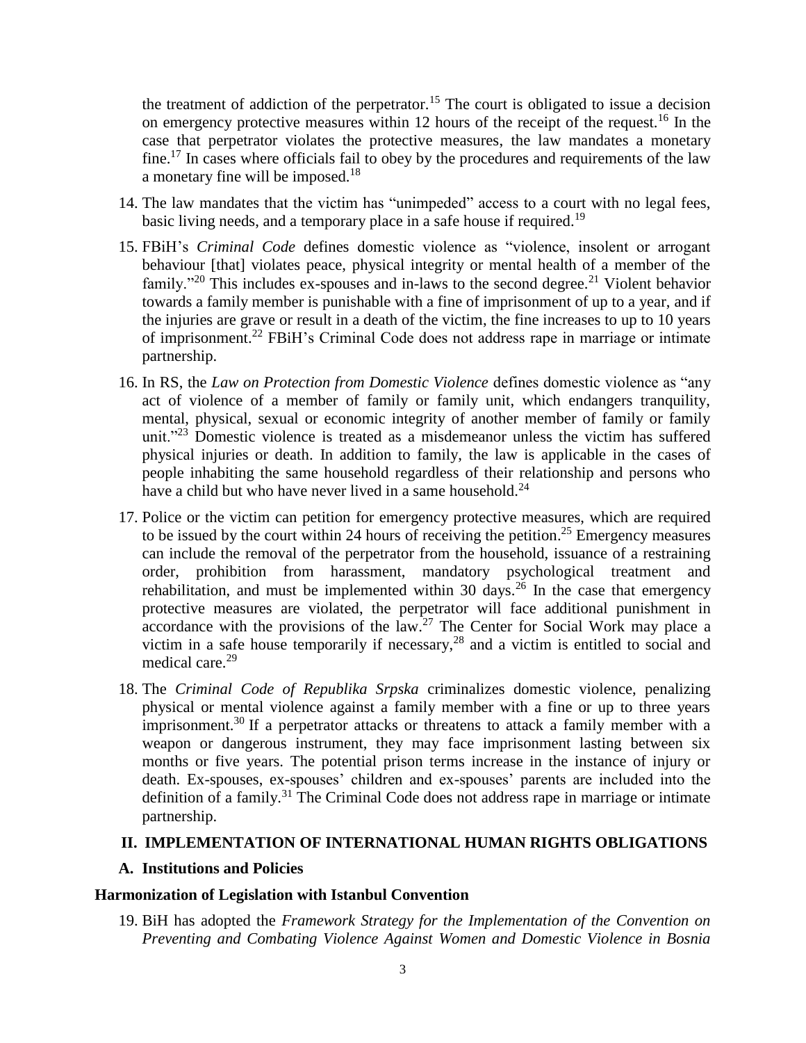the treatment of addiction of the perpetrator.[15] The court is obligated to issue a decision on emergency protective measures within 12 hours of the receipt of the request.[16] In the case that perpetrator violates the protective measures, the law mandates a monetary fine.[17] In cases where officials fail to obey by the procedures and requirements of the law a monetary fine will be imposed.[18]

14. The law mandates that the victim has "unimpeded" access to a court with no legal fees, basic living needs, and a temporary place in a safe house if required.[19]

15. FBiH's *Criminal Code* defines domestic violence as "violence, insolent or arrogant behaviour [that] violates peace, physical integrity or mental health of a member of the family."[20] This includes ex-spouses and in-laws to the second degree.[21] Violent behavior towards a family member is punishable with a fine of imprisonment of up to a year, and if the injuries are grave or result in a death of the victim, the fine increases to up to 10 years of imprisonment.[22] FBiH's Criminal Code does not address rape in marriage or intimate partnership.

16. In RS, the *Law on Protection from Domestic Violence* defines domestic violence as "any act of violence of a member of family or family unit, which endangers tranquility, mental, physical, sexual or economic integrity of another member of family or family unit."[23] Domestic violence is treated as a misdemeanor unless the victim has suffered physical injuries or death. In addition to family, the law is applicable in the cases of people inhabiting the same household regardless of their relationship and persons who have a child but who have never lived in a same household.[24]

17. Police or the victim can petition for emergency protective measures, which are required to be issued by the court within 24 hours of receiving the petition.[25] Emergency measures can include the removal of the perpetrator from the household, issuance of a restraining order, prohibition from harassment, mandatory psychological treatment and rehabilitation, and must be implemented within 30 days.[26] In the case that emergency protective measures are violated, the perpetrator will face additional punishment in accordance with the provisions of the law.[27] The Center for Social Work may place a victim in a safe house temporarily if necessary,[28] and a victim is entitled to social and medical care.[29]

18. The *Criminal Code of Republika Srpska* criminalizes domestic violence, penalizing physical or mental violence against a family member with a fine or up to three years imprisonment.[30] If a perpetrator attacks or threatens to attack a family member with a weapon or dangerous instrument, they may face imprisonment lasting between six months or five years. The potential prison terms increase in the instance of injury or death. Ex-spouses, ex-spouses' children and ex-spouses' parents are included into the definition of a family.[31] The Criminal Code does not address rape in marriage or intimate partnership.

## II. IMPLEMENTATION OF INTERNATIONAL HUMAN RIGHTS OBLIGATIONS

### A. Institutions and Policies

#### Harmonization of Legislation with Istanbul Convention

19. BiH has adopted the *Framework Strategy for the Implementation of the Convention on Preventing and Combating Violence Against Women and Domestic Violence in Bosnia*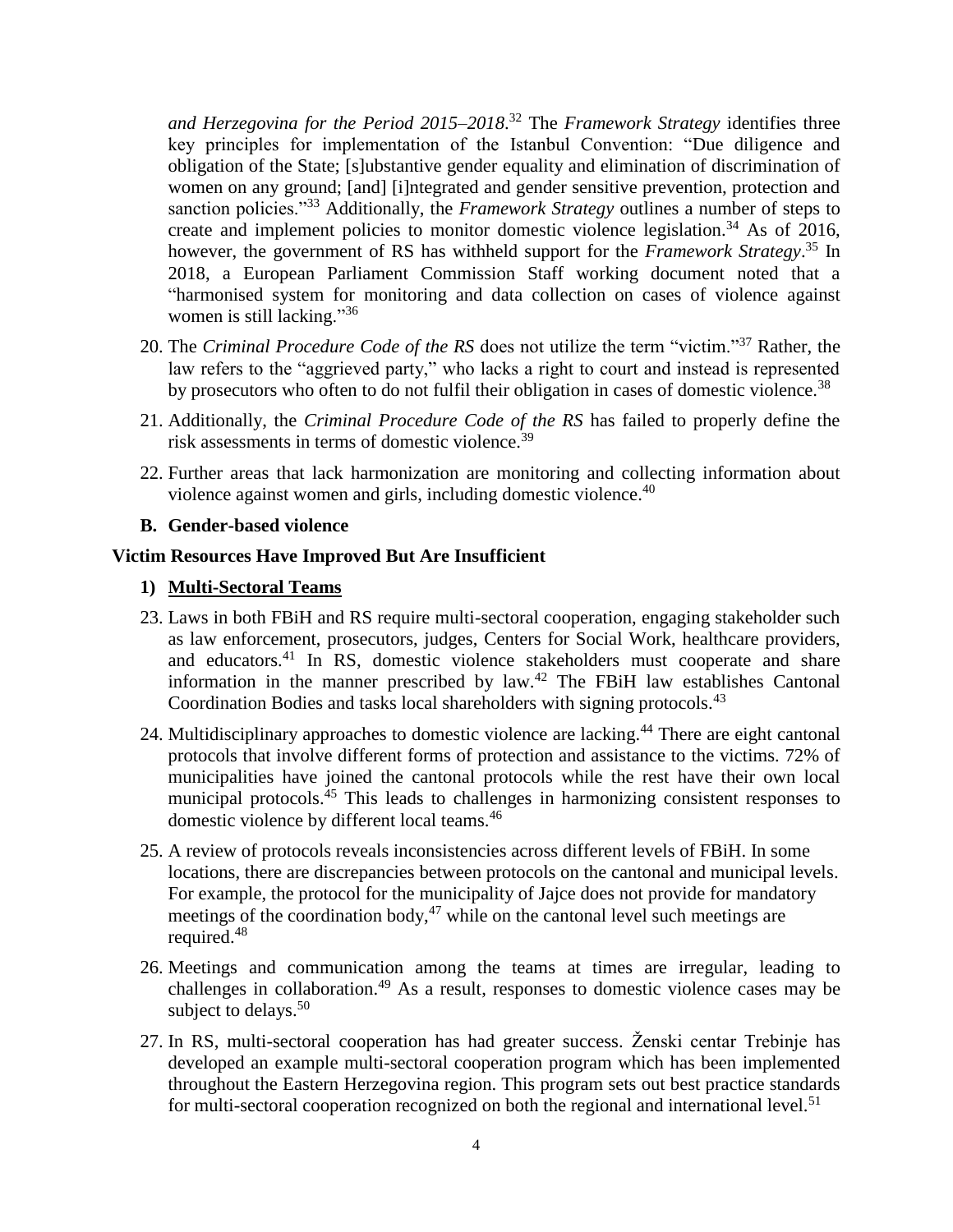*and Herzegovina for the Period 2015–2018*.[32] The *Framework Strategy* identifies three key principles for implementation of the Istanbul Convention: "Due diligence and obligation of the State; [s]ubstantive gender equality and elimination of discrimination of women on any ground; [and] [i]ntegrated and gender sensitive prevention, protection and sanction policies."[33] Additionally, the *Framework Strategy* outlines a number of steps to create and implement policies to monitor domestic violence legislation.[34] As of 2016, however, the government of RS has withheld support for the *Framework Strategy*.[35] In 2018, a European Parliament Commission Staff working document noted that a "harmonised system for monitoring and data collection on cases of violence against women is still lacking."[36]

20. The *Criminal Procedure Code of the RS* does not utilize the term "victim."[37] Rather, the law refers to the "aggrieved party," who lacks a right to court and instead is represented by prosecutors who often to do not fulfil their obligation in cases of domestic violence.[38]

21. Additionally, the *Criminal Procedure Code of the RS* has failed to properly define the risk assessments in terms of domestic violence.[39]

22. Further areas that lack harmonization are monitoring and collecting information about violence against women and girls, including domestic violence.[40]

### B. Gender-based violence

#### Victim Resources Have Improved But Are Insufficient

**1) <u>Multi-Sectoral Teams</u>**

23. Laws in both FBiH and RS require multi-sectoral cooperation, engaging stakeholder such as law enforcement, prosecutors, judges, Centers for Social Work, healthcare providers, and educators.[41] In RS, domestic violence stakeholders must cooperate and share information in the manner prescribed by law.[42] The FBiH law establishes Cantonal Coordination Bodies and tasks local shareholders with signing protocols.[43]

24. Multidisciplinary approaches to domestic violence are lacking.[44] There are eight cantonal protocols that involve different forms of protection and assistance to the victims. 72% of municipalities have joined the cantonal protocols while the rest have their own local municipal protocols.[45] This leads to challenges in harmonizing consistent responses to domestic violence by different local teams.[46]

25. A review of protocols reveals inconsistencies across different levels of FBiH. In some locations, there are discrepancies between protocols on the cantonal and municipal levels. For example, the protocol for the municipality of Jajce does not provide for mandatory meetings of the coordination body,[47] while on the cantonal level such meetings are required.[48]

26. Meetings and communication among the teams at times are irregular, leading to challenges in collaboration.[49] As a result, responses to domestic violence cases may be subject to delays.[50]

27. In RS, multi-sectoral cooperation has had greater success. Ženski centar Trebinje has developed an example multi-sectoral cooperation program which has been implemented throughout the Eastern Herzegovina region. This program sets out best practice standards for multi-sectoral cooperation recognized on both the regional and international level.[51]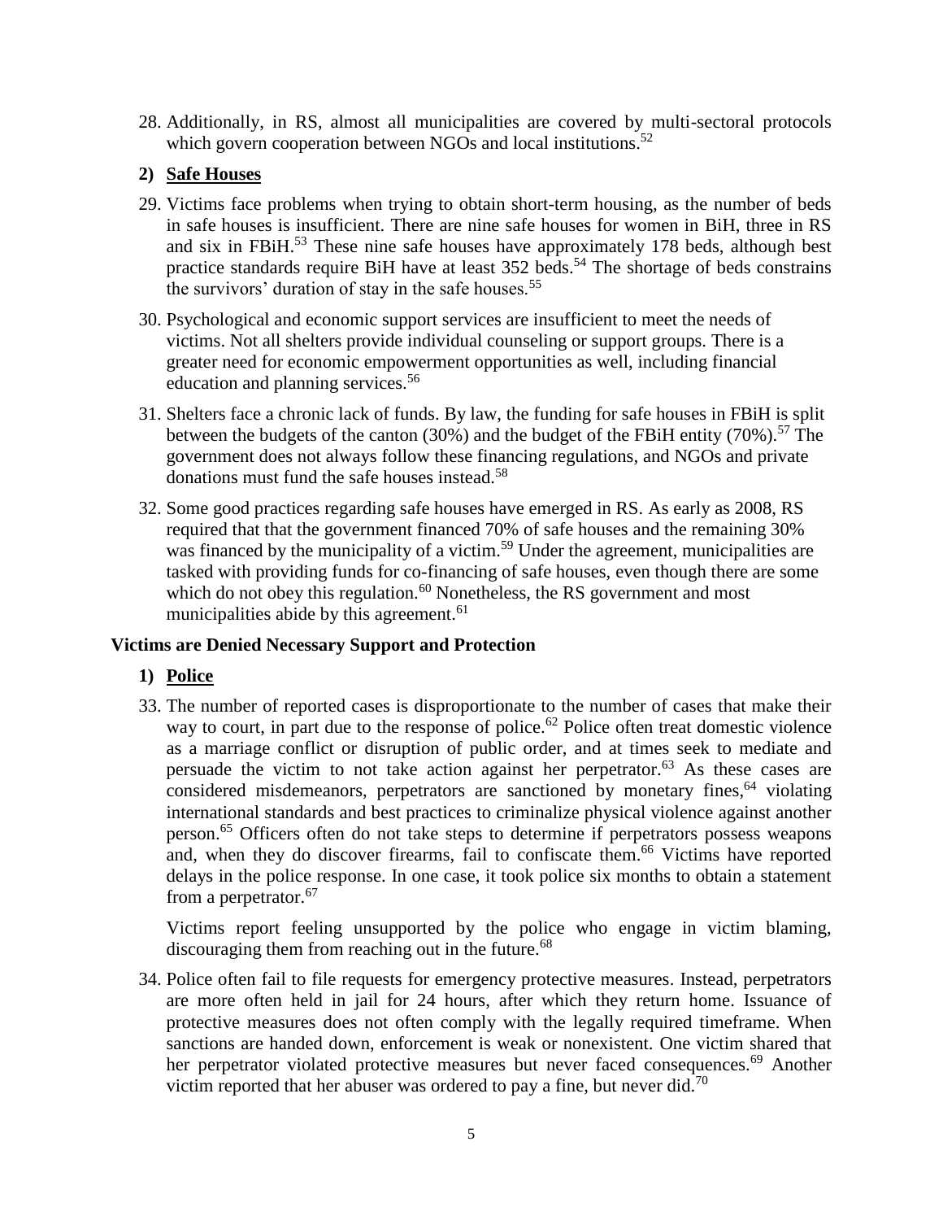28. Additionally, in RS, almost all municipalities are covered by multi-sectoral protocols which govern cooperation between NGOs and local institutions.[52]

**2) Safe Houses**

29. Victims face problems when trying to obtain short-term housing, as the number of beds in safe houses is insufficient. There are nine safe houses for women in BiH, three in RS and six in FBiH.[53] These nine safe houses have approximately 178 beds, although best practice standards require BiH have at least 352 beds.[54] The shortage of beds constrains the survivors' duration of stay in the safe houses.[55]

30. Psychological and economic support services are insufficient to meet the needs of victims. Not all shelters provide individual counseling or support groups. There is a greater need for economic empowerment opportunities as well, including financial education and planning services.[56]

31. Shelters face a chronic lack of funds. By law, the funding for safe houses in FBiH is split between the budgets of the canton (30%) and the budget of the FBiH entity (70%).[57] The government does not always follow these financing regulations, and NGOs and private donations must fund the safe houses instead.[58]

32. Some good practices regarding safe houses have emerged in RS. As early as 2008, RS required that that the government financed 70% of safe houses and the remaining 30% was financed by the municipality of a victim.[59] Under the agreement, municipalities are tasked with providing funds for co-financing of safe houses, even though there are some which do not obey this regulation.[60] Nonetheless, the RS government and most municipalities abide by this agreement.[61]

**Victims are Denied Necessary Support and Protection**

**1) Police**

33. The number of reported cases is disproportionate to the number of cases that make their way to court, in part due to the response of police.[62] Police often treat domestic violence as a marriage conflict or disruption of public order, and at times seek to mediate and persuade the victim to not take action against her perpetrator.[63] As these cases are considered misdemeanors, perpetrators are sanctioned by monetary fines,[64] violating international standards and best practices to criminalize physical violence against another person.[65] Officers often do not take steps to determine if perpetrators possess weapons and, when they do discover firearms, fail to confiscate them.[66] Victims have reported delays in the police response. In one case, it took police six months to obtain a statement from a perpetrator.[67]

    Victims report feeling unsupported by the police who engage in victim blaming, discouraging them from reaching out in the future.[68]

34. Police often fail to file requests for emergency protective measures. Instead, perpetrators are more often held in jail for 24 hours, after which they return home. Issuance of protective measures does not often comply with the legally required timeframe. When sanctions are handed down, enforcement is weak or nonexistent. One victim shared that her perpetrator violated protective measures but never faced consequences.[69] Another victim reported that her abuser was ordered to pay a fine, but never did.[70]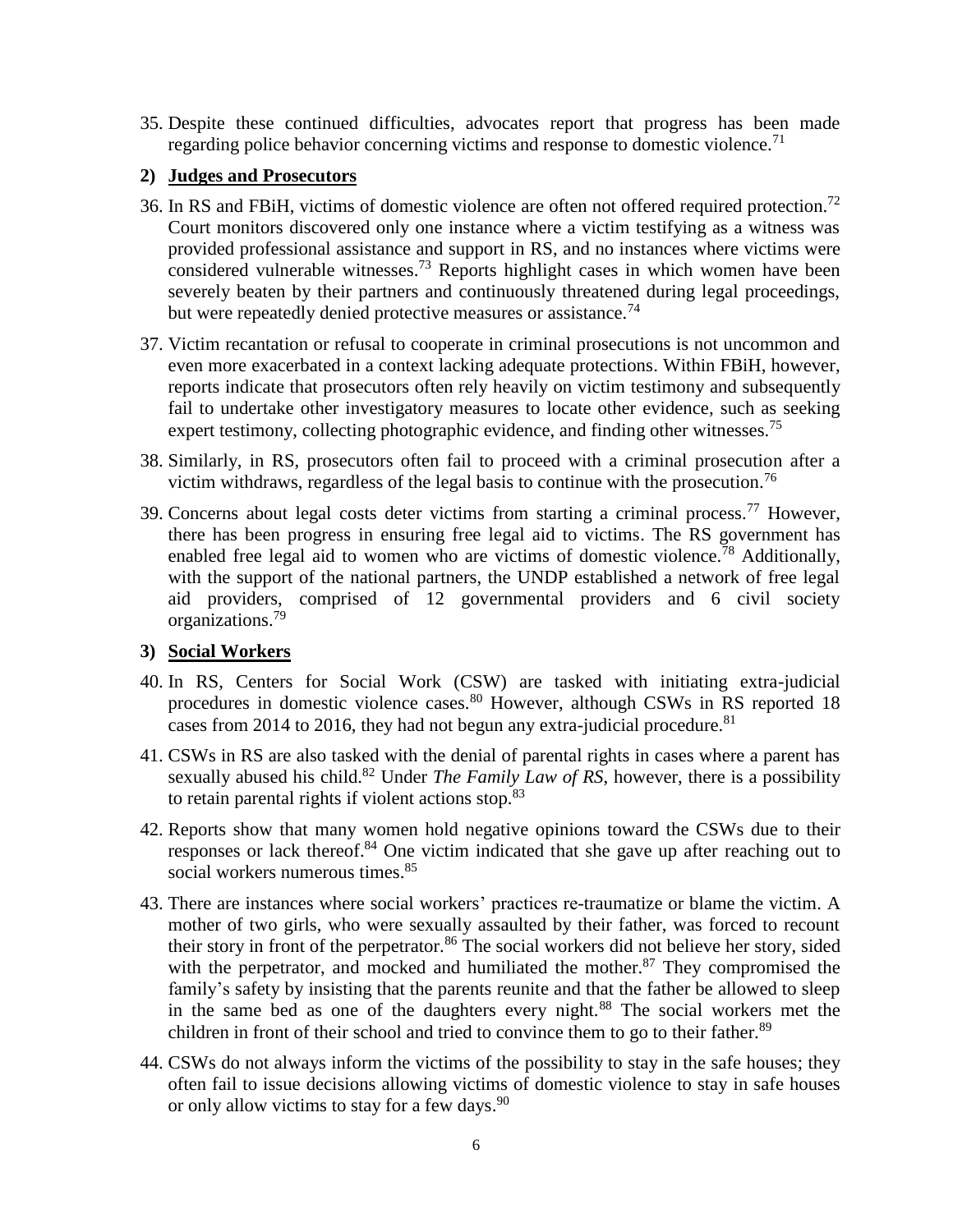35. Despite these continued difficulties, advocates report that progress has been made regarding police behavior concerning victims and response to domestic violence.[71]

### 2) Judges and Prosecutors

36. In RS and FBiH, victims of domestic violence are often not offered required protection.[72] Court monitors discovered only one instance where a victim testifying as a witness was provided professional assistance and support in RS, and no instances where victims were considered vulnerable witnesses.[73] Reports highlight cases in which women have been severely beaten by their partners and continuously threatened during legal proceedings, but were repeatedly denied protective measures or assistance.[74]

37. Victim recantation or refusal to cooperate in criminal prosecutions is not uncommon and even more exacerbated in a context lacking adequate protections. Within FBiH, however, reports indicate that prosecutors often rely heavily on victim testimony and subsequently fail to undertake other investigatory measures to locate other evidence, such as seeking expert testimony, collecting photographic evidence, and finding other witnesses.[75]

38. Similarly, in RS, prosecutors often fail to proceed with a criminal prosecution after a victim withdraws, regardless of the legal basis to continue with the prosecution.[76]

39. Concerns about legal costs deter victims from starting a criminal process.[77] However, there has been progress in ensuring free legal aid to victims. The RS government has enabled free legal aid to women who are victims of domestic violence.[78] Additionally, with the support of the national partners, the UNDP established a network of free legal aid providers, comprised of 12 governmental providers and 6 civil society organizations.[79]

### 3) Social Workers

40. In RS, Centers for Social Work (CSW) are tasked with initiating extra-judicial procedures in domestic violence cases.[80] However, although CSWs in RS reported 18 cases from 2014 to 2016, they had not begun any extra-judicial procedure.[81]

41. CSWs in RS are also tasked with the denial of parental rights in cases where a parent has sexually abused his child.[82] Under *The Family Law of RS*, however, there is a possibility to retain parental rights if violent actions stop.[83]

42. Reports show that many women hold negative opinions toward the CSWs due to their responses or lack thereof.[84] One victim indicated that she gave up after reaching out to social workers numerous times.[85]

43. There are instances where social workers' practices re-traumatize or blame the victim. A mother of two girls, who were sexually assaulted by their father, was forced to recount their story in front of the perpetrator.[86] The social workers did not believe her story, sided with the perpetrator, and mocked and humiliated the mother.[87] They compromised the family's safety by insisting that the parents reunite and that the father be allowed to sleep in the same bed as one of the daughters every night.[88] The social workers met the children in front of their school and tried to convince them to go to their father.[89]

44. CSWs do not always inform the victims of the possibility to stay in the safe houses; they often fail to issue decisions allowing victims of domestic violence to stay in safe houses or only allow victims to stay for a few days.[90]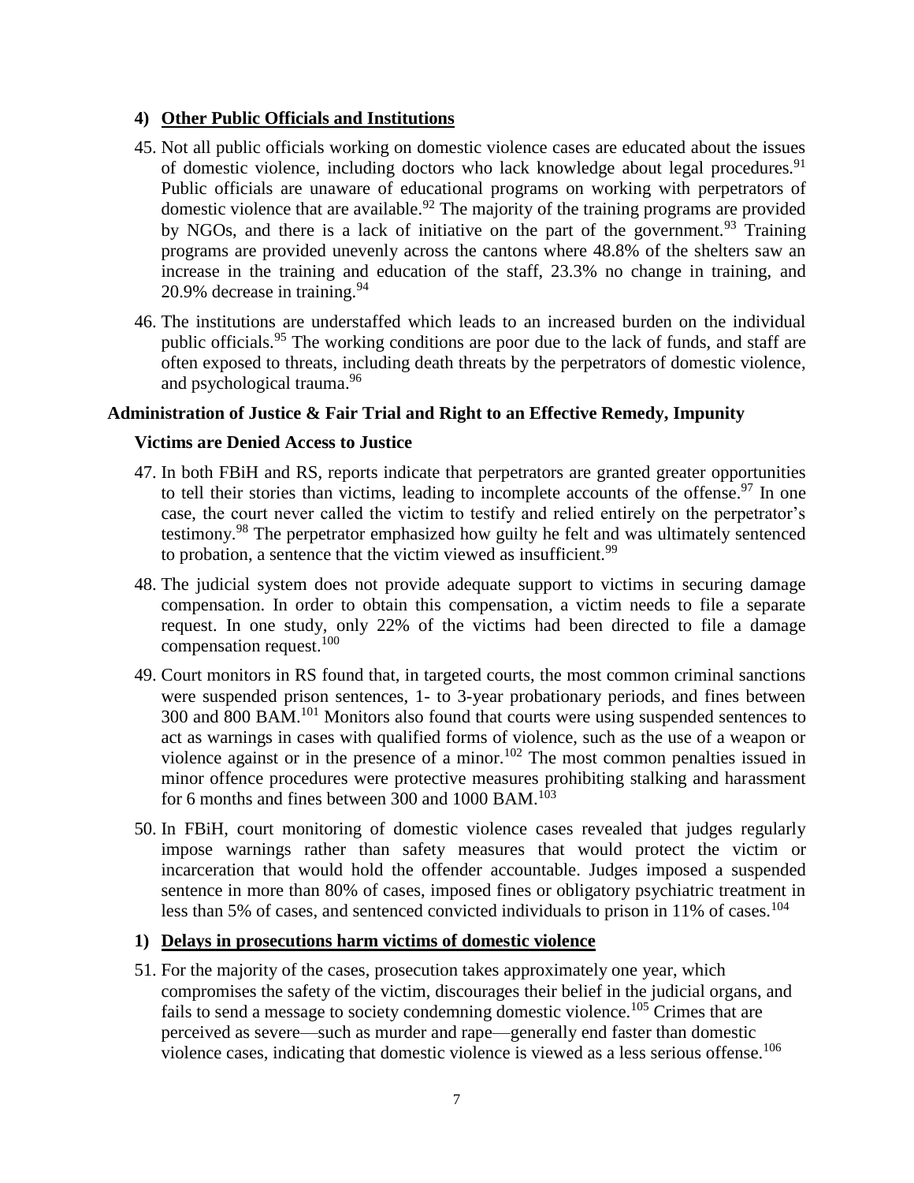### 4) Other Public Officials and Institutions

45. Not all public officials working on domestic violence cases are educated about the issues of domestic violence, including doctors who lack knowledge about legal procedures.[91] Public officials are unaware of educational programs on working with perpetrators of domestic violence that are available.[92] The majority of the training programs are provided by NGOs, and there is a lack of initiative on the part of the government.[93] Training programs are provided unevenly across the cantons where 48.8% of the shelters saw an increase in the training and education of the staff, 23.3% no change in training, and 20.9% decrease in training.[94]

46. The institutions are understaffed which leads to an increased burden on the individual public officials.[95] The working conditions are poor due to the lack of funds, and staff are often exposed to threats, including death threats by the perpetrators of domestic violence, and psychological trauma.[96]

## Administration of Justice & Fair Trial and Right to an Effective Remedy, Impunity

### Victims are Denied Access to Justice

47. In both FBiH and RS, reports indicate that perpetrators are granted greater opportunities to tell their stories than victims, leading to incomplete accounts of the offense.[97] In one case, the court never called the victim to testify and relied entirely on the perpetrator's testimony.[98] The perpetrator emphasized how guilty he felt and was ultimately sentenced to probation, a sentence that the victim viewed as insufficient.[99]

48. The judicial system does not provide adequate support to victims in securing damage compensation. In order to obtain this compensation, a victim needs to file a separate request. In one study, only 22% of the victims had been directed to file a damage compensation request.[100]

49. Court monitors in RS found that, in targeted courts, the most common criminal sanctions were suspended prison sentences, 1- to 3-year probationary periods, and fines between 300 and 800 BAM.[101] Monitors also found that courts were using suspended sentences to act as warnings in cases with qualified forms of violence, such as the use of a weapon or violence against or in the presence of a minor.[102] The most common penalties issued in minor offence procedures were protective measures prohibiting stalking and harassment for 6 months and fines between 300 and 1000 BAM.[103]

50. In FBiH, court monitoring of domestic violence cases revealed that judges regularly impose warnings rather than safety measures that would protect the victim or incarceration that would hold the offender accountable. Judges imposed a suspended sentence in more than 80% of cases, imposed fines or obligatory psychiatric treatment in less than 5% of cases, and sentenced convicted individuals to prison in 11% of cases.[104]

### 1) Delays in prosecutions harm victims of domestic violence

51. For the majority of the cases, prosecution takes approximately one year, which compromises the safety of the victim, discourages their belief in the judicial organs, and fails to send a message to society condemning domestic violence.[105] Crimes that are perceived as severe—such as murder and rape—generally end faster than domestic violence cases, indicating that domestic violence is viewed as a less serious offense.[106]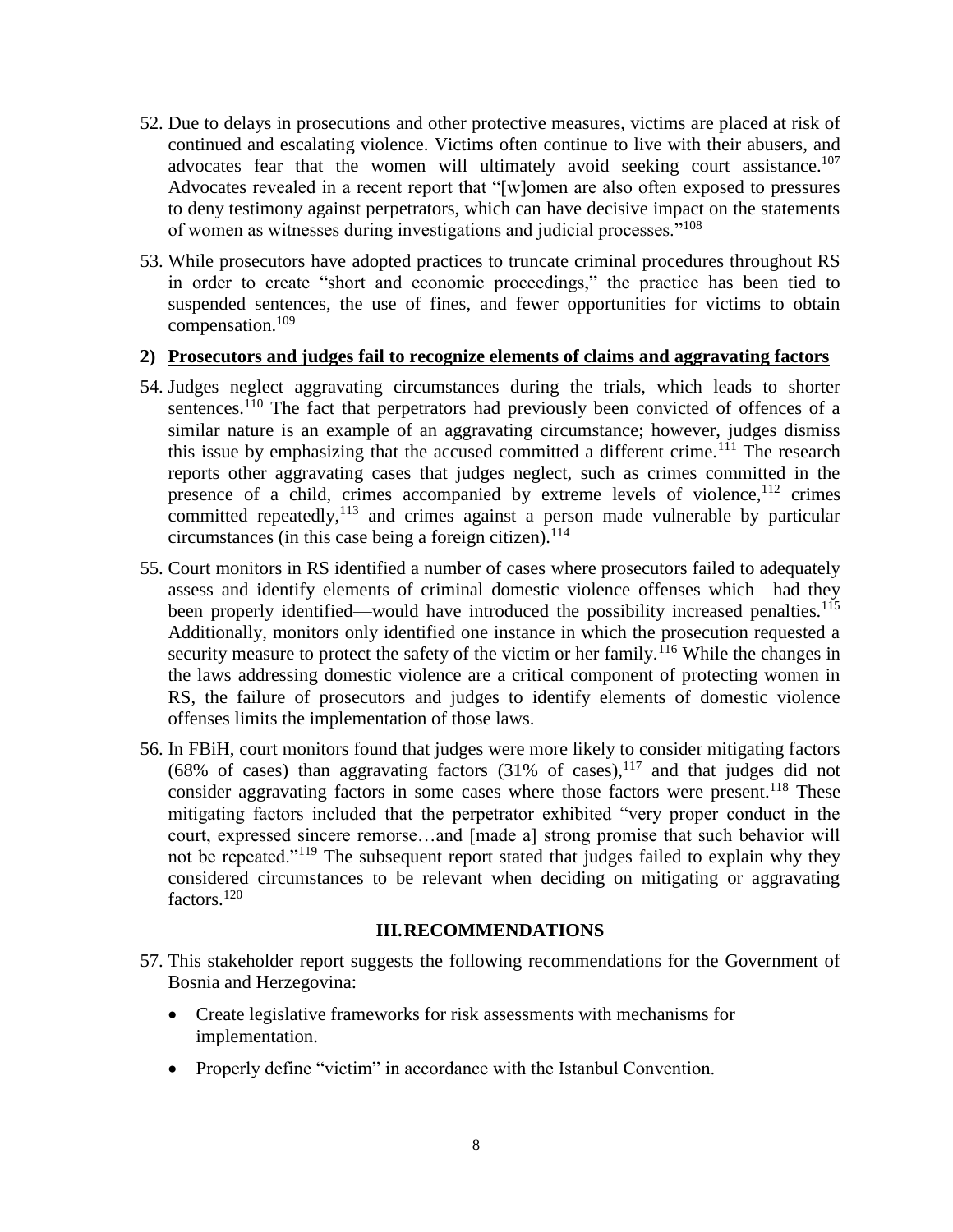52. Due to delays in prosecutions and other protective measures, victims are placed at risk of continued and escalating violence. Victims often continue to live with their abusers, and advocates fear that the women will ultimately avoid seeking court assistance.[107] Advocates revealed in a recent report that "[w]omen are also often exposed to pressures to deny testimony against perpetrators, which can have decisive impact on the statements of women as witnesses during investigations and judicial processes."[108]

53. While prosecutors have adopted practices to truncate criminal procedures throughout RS in order to create "short and economic proceedings," the practice has been tied to suspended sentences, the use of fines, and fewer opportunities for victims to obtain compensation.[109]

**2) Prosecutors and judges fail to recognize elements of claims and aggravating factors**

54. Judges neglect aggravating circumstances during the trials, which leads to shorter sentences.[110] The fact that perpetrators had previously been convicted of offences of a similar nature is an example of an aggravating circumstance; however, judges dismiss this issue by emphasizing that the accused committed a different crime.[111] The research reports other aggravating cases that judges neglect, such as crimes committed in the presence of a child, crimes accompanied by extreme levels of violence,[112] crimes committed repeatedly,[113] and crimes against a person made vulnerable by particular circumstances (in this case being a foreign citizen).[114]

55. Court monitors in RS identified a number of cases where prosecutors failed to adequately assess and identify elements of criminal domestic violence offenses which—had they been properly identified—would have introduced the possibility increased penalties.[115] Additionally, monitors only identified one instance in which the prosecution requested a security measure to protect the safety of the victim or her family.[116] While the changes in the laws addressing domestic violence are a critical component of protecting women in RS, the failure of prosecutors and judges to identify elements of domestic violence offenses limits the implementation of those laws.

56. In FBiH, court monitors found that judges were more likely to consider mitigating factors (68% of cases) than aggravating factors (31% of cases),[117] and that judges did not consider aggravating factors in some cases where those factors were present.[118] These mitigating factors included that the perpetrator exhibited "very proper conduct in the court, expressed sincere remorse…and [made a] strong promise that such behavior will not be repeated."[119] The subsequent report stated that judges failed to explain why they considered circumstances to be relevant when deciding on mitigating or aggravating factors.[120]

## III. RECOMMENDATIONS

57. This stakeholder report suggests the following recommendations for the Government of Bosnia and Herzegovina:

- Create legislative frameworks for risk assessments with mechanisms for implementation.
- Properly define "victim" in accordance with the Istanbul Convention.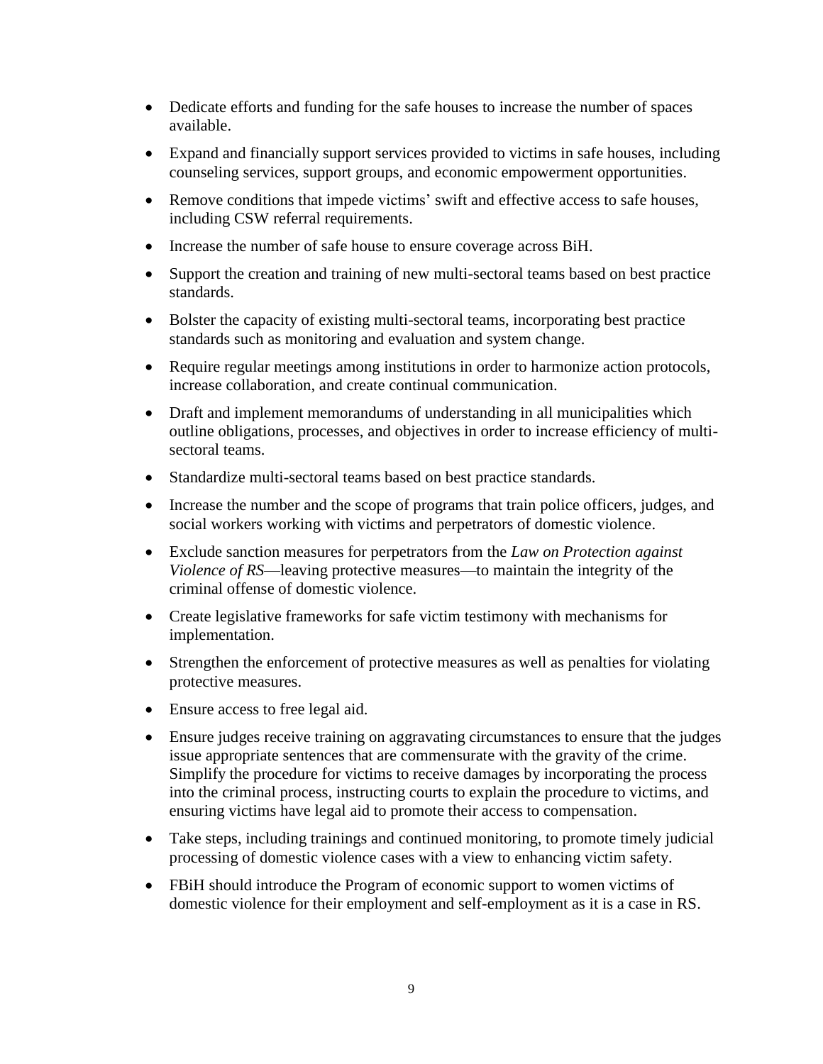- Dedicate efforts and funding for the safe houses to increase the number of spaces available.
- Expand and financially support services provided to victims in safe houses, including counseling services, support groups, and economic empowerment opportunities.
- Remove conditions that impede victims' swift and effective access to safe houses, including CSW referral requirements.
- Increase the number of safe house to ensure coverage across BiH.
- Support the creation and training of new multi-sectoral teams based on best practice standards.
- Bolster the capacity of existing multi-sectoral teams, incorporating best practice standards such as monitoring and evaluation and system change.
- Require regular meetings among institutions in order to harmonize action protocols, increase collaboration, and create continual communication.
- Draft and implement memorandums of understanding in all municipalities which outline obligations, processes, and objectives in order to increase efficiency of multi-sectoral teams.
- Standardize multi-sectoral teams based on best practice standards.
- Increase the number and the scope of programs that train police officers, judges, and social workers working with victims and perpetrators of domestic violence.
- Exclude sanction measures for perpetrators from the *Law on Protection against Violence of RS*—leaving protective measures—to maintain the integrity of the criminal offense of domestic violence.
- Create legislative frameworks for safe victim testimony with mechanisms for implementation.
- Strengthen the enforcement of protective measures as well as penalties for violating protective measures.
- Ensure access to free legal aid.
- Ensure judges receive training on aggravating circumstances to ensure that the judges issue appropriate sentences that are commensurate with the gravity of the crime. Simplify the procedure for victims to receive damages by incorporating the process into the criminal process, instructing courts to explain the procedure to victims, and ensuring victims have legal aid to promote their access to compensation.
- Take steps, including trainings and continued monitoring, to promote timely judicial processing of domestic violence cases with a view to enhancing victim safety.
- FBiH should introduce the Program of economic support to women victims of domestic violence for their employment and self-employment as it is a case in RS.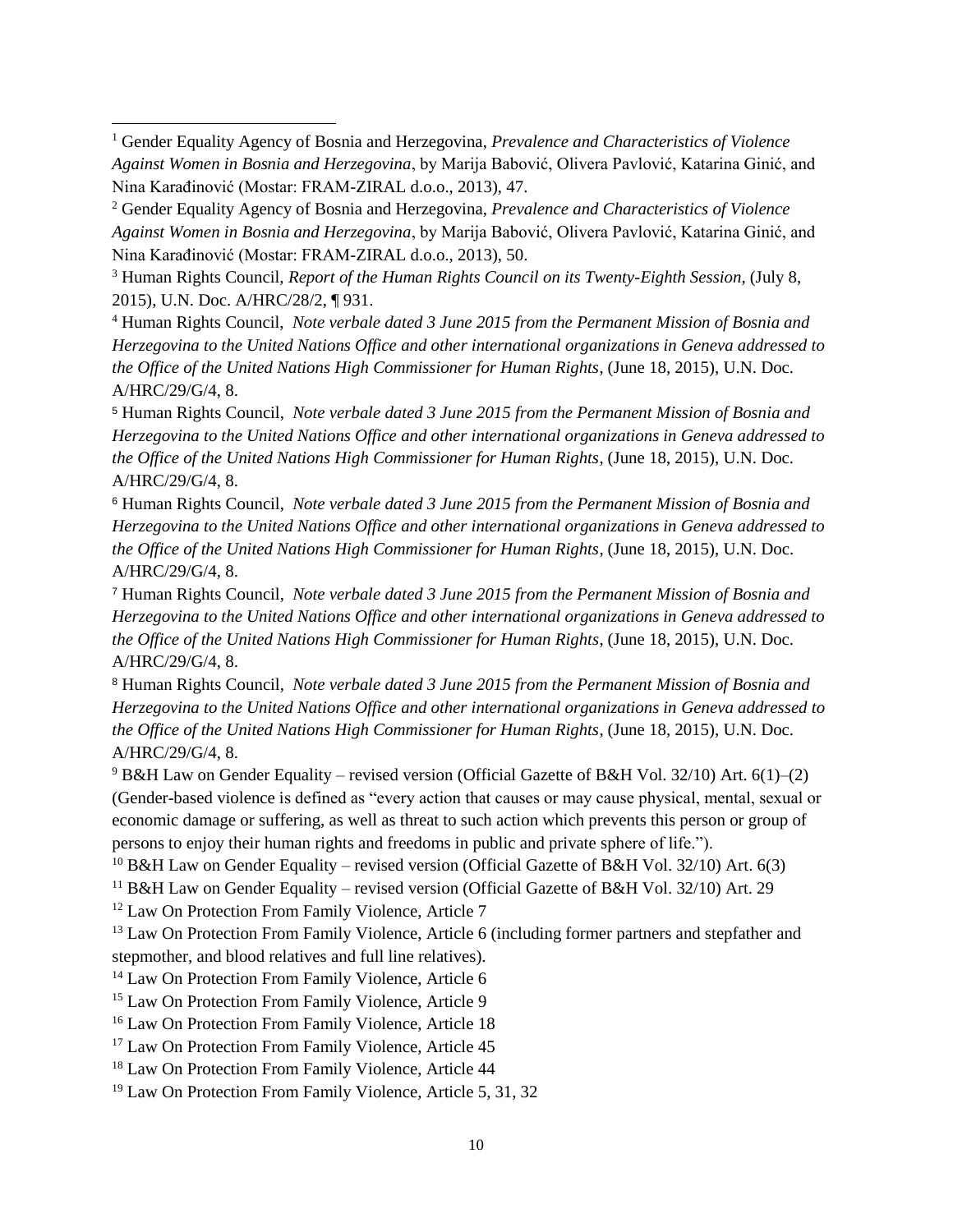[1] Gender Equality Agency of Bosnia and Herzegovina, *Prevalence and Characteristics of Violence Against Women in Bosnia and Herzegovina*, by Marija Babović, Olivera Pavlović, Katarina Ginić, and Nina Karađinović (Mostar: FRAM-ZIRAL d.o.o., 2013), 47.

[2] Gender Equality Agency of Bosnia and Herzegovina, *Prevalence and Characteristics of Violence Against Women in Bosnia and Herzegovina*, by Marija Babović, Olivera Pavlović, Katarina Ginić, and Nina Karađinović (Mostar: FRAM-ZIRAL d.o.o., 2013), 50.

[3] Human Rights Council, *Report of the Human Rights Council on its Twenty-Eighth Session*, (July 8, 2015), U.N. Doc. A/HRC/28/2, ¶ 931.

[4] Human Rights Council, *Note verbale dated 3 June 2015 from the Permanent Mission of Bosnia and Herzegovina to the United Nations Office and other international organizations in Geneva addressed to the Office of the United Nations High Commissioner for Human Rights*, (June 18, 2015), U.N. Doc. A/HRC/29/G/4, 8.

[5] Human Rights Council, *Note verbale dated 3 June 2015 from the Permanent Mission of Bosnia and Herzegovina to the United Nations Office and other international organizations in Geneva addressed to the Office of the United Nations High Commissioner for Human Rights*, (June 18, 2015), U.N. Doc. A/HRC/29/G/4, 8.

[6] Human Rights Council, *Note verbale dated 3 June 2015 from the Permanent Mission of Bosnia and Herzegovina to the United Nations Office and other international organizations in Geneva addressed to the Office of the United Nations High Commissioner for Human Rights*, (June 18, 2015), U.N. Doc. A/HRC/29/G/4, 8.

[7] Human Rights Council, *Note verbale dated 3 June 2015 from the Permanent Mission of Bosnia and Herzegovina to the United Nations Office and other international organizations in Geneva addressed to the Office of the United Nations High Commissioner for Human Rights*, (June 18, 2015), U.N. Doc. A/HRC/29/G/4, 8.

[8] Human Rights Council, *Note verbale dated 3 June 2015 from the Permanent Mission of Bosnia and Herzegovina to the United Nations Office and other international organizations in Geneva addressed to the Office of the United Nations High Commissioner for Human Rights*, (June 18, 2015), U.N. Doc. A/HRC/29/G/4, 8.

[9] B&H Law on Gender Equality – revised version (Official Gazette of B&H Vol. 32/10) Art. 6(1)–(2) (Gender-based violence is defined as "every action that causes or may cause physical, mental, sexual or economic damage or suffering, as well as threat to such action which prevents this person or group of persons to enjoy their human rights and freedoms in public and private sphere of life.").

[10] B&H Law on Gender Equality – revised version (Official Gazette of B&H Vol. 32/10) Art. 6(3)

[11] B&H Law on Gender Equality – revised version (Official Gazette of B&H Vol. 32/10) Art. 29

[12] Law On Protection From Family Violence, Article 7

[13] Law On Protection From Family Violence, Article 6 (including former partners and stepfather and stepmother, and blood relatives and full line relatives).

[14] Law On Protection From Family Violence, Article 6

[15] Law On Protection From Family Violence, Article 9

[16] Law On Protection From Family Violence, Article 18

[17] Law On Protection From Family Violence, Article 45

[18] Law On Protection From Family Violence, Article 44

[19] Law On Protection From Family Violence, Article 5, 31, 32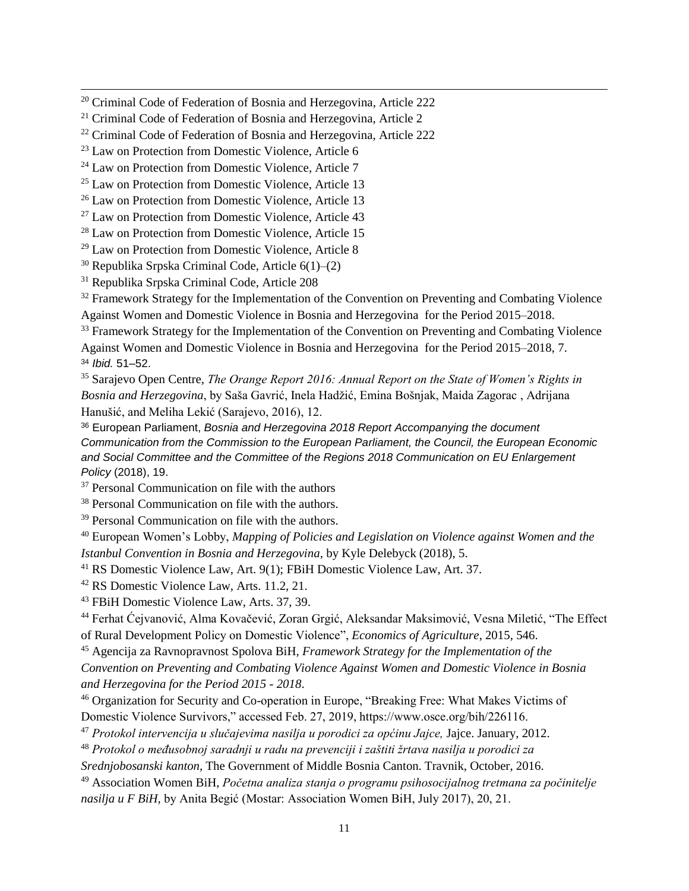[20] Criminal Code of Federation of Bosnia and Herzegovina, Article 222

[21] Criminal Code of Federation of Bosnia and Herzegovina, Article 2

[22] Criminal Code of Federation of Bosnia and Herzegovina, Article 222

[23] Law on Protection from Domestic Violence, Article 6

[24] Law on Protection from Domestic Violence, Article 7

[25] Law on Protection from Domestic Violence, Article 13

[26] Law on Protection from Domestic Violence, Article 13

[27] Law on Protection from Domestic Violence, Article 43

[28] Law on Protection from Domestic Violence, Article 15

[29] Law on Protection from Domestic Violence, Article 8

[30] Republika Srpska Criminal Code, Article 6(1)–(2)

[31] Republika Srpska Criminal Code, Article 208

[32] Framework Strategy for the Implementation of the Convention on Preventing and Combating Violence Against Women and Domestic Violence in Bosnia and Herzegovina for the Period 2015–2018.

[33] Framework Strategy for the Implementation of the Convention on Preventing and Combating Violence Against Women and Domestic Violence in Bosnia and Herzegovina for the Period 2015–2018, 7.

[34] *Ibid.* 51–52.

[35] Sarajevo Open Centre, *The Orange Report 2016: Annual Report on the State of Women's Rights in Bosnia and Herzegovina*, by Saša Gavrić, Inela Hadžić, Emina Bošnjak, Maida Zagorac , Adrijana Hanušić, and Meliha Lekić (Sarajevo, 2016), 12.

[36] European Parliament, *Bosnia and Herzegovina 2018 Report Accompanying the document Communication from the Commission to the European Parliament, the Council, the European Economic and Social Committee and the Committee of the Regions 2018 Communication on EU Enlargement Policy* (2018), 19.

[37] Personal Communication on file with the authors

[38] Personal Communication on file with the authors.

[39] Personal Communication on file with the authors.

[40] European Women's Lobby, *Mapping of Policies and Legislation on Violence against Women and the Istanbul Convention in Bosnia and Herzegovina*, by Kyle Delebyck (2018), 5.

[41] RS Domestic Violence Law, Art. 9(1); FBiH Domestic Violence Law, Art. 37.

[42] RS Domestic Violence Law, Arts. 11.2, 21.

[43] FBiH Domestic Violence Law, Arts. 37, 39.

[44] Ferhat Ćejvanović, Alma Kovačević, Zoran Grgić, Aleksandar Maksimović, Vesna Miletić, "The Effect of Rural Development Policy on Domestic Violence", *Economics of Agriculture*, 2015, 546.

[45] Agencija za Ravnopravnost Spolova BiH, *Framework Strategy for the Implementation of the Convention on Preventing and Combating Violence Against Women and Domestic Violence in Bosnia and Herzegovina for the Period 2015 - 2018*.

[46] Organization for Security and Co-operation in Europe, "Breaking Free: What Makes Victims of Domestic Violence Survivors," accessed Feb. 27, 2019, https://www.osce.org/bih/226116.

[47] *Protokol intervencija u slučajevima nasilja u porodici za općinu Jajce,* Jajce. January, 2012.

[48] *Protokol o međusobnoj saradnji u radu na prevenciji i zaštiti žrtava nasilja u porodici za Srednjobosanski kanton,* The Government of Middle Bosnia Canton. Travnik, October, 2016.

[49] Association Women BiH, *Početna analiza stanja o programu psihosocijalnog tretmana za počinitelje nasilja u F BiH,* by Anita Begić (Mostar: Association Women BiH, July 2017), 20, 21.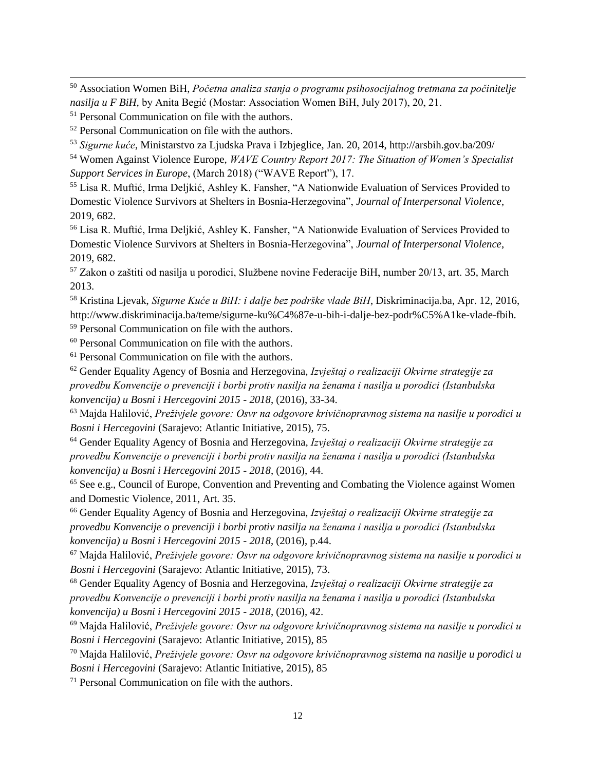[50] Association Women BiH, *Početna analiza stanja o programu psihosocijalnog tretmana za počinitelje nasilja u F BiH*, by Anita Begić (Mostar: Association Women BiH, July 2017), 20, 21.

[51] Personal Communication on file with the authors.

[52] Personal Communication on file with the authors.

[53] *Sigurne kuće*, Ministarstvo za Ljudska Prava i Izbjeglice, Jan. 20, 2014, http://arsbih.gov.ba/209/

[54] Women Against Violence Europe, *WAVE Country Report 2017: The Situation of Women's Specialist Support Services in Europe*, (March 2018) ("WAVE Report"), 17.

[55] Lisa R. Muftić, Irma Deljkić, Ashley K. Fansher, "A Nationwide Evaluation of Services Provided to Domestic Violence Survivors at Shelters in Bosnia-Herzegovina", *Journal of Interpersonal Violence*, 2019, 682.

[56] Lisa R. Muftić, Irma Deljkić, Ashley K. Fansher, "A Nationwide Evaluation of Services Provided to Domestic Violence Survivors at Shelters in Bosnia-Herzegovina", *Journal of Interpersonal Violence*, 2019, 682.

[57] Zakon o zaštiti od nasilja u porodici, Službene novine Federacije BiH, number 20/13, art. 35, March 2013.

[58] Kristina Ljevak, *Sigurne Kuće u BiH: i dalje bez podrške vlade BiH*, Diskriminacija.ba, Apr. 12, 2016, http://www.diskriminacija.ba/teme/sigurne-ku%C4%87e-u-bih-i-dalje-bez-podr%C5%A1ke-vlade-fbih.

[59] Personal Communication on file with the authors.

[60] Personal Communication on file with the authors.

[61] Personal Communication on file with the authors.

[62] Gender Equality Agency of Bosnia and Herzegovina, *Izvještaj o realizaciji Okvirne strategije za provedbu Konvencije o prevenciji i borbi protiv nasilja na ženama i nasilja u porodici (Istanbulska konvencija) u Bosni i Hercegovini 2015 - 2018*, (2016), 33-34.

[63] Majda Halilović, *Preživjele govore: Osvr na odgovore krivičnopravnog sistema na nasilje u porodici u Bosni i Hercegovini* (Sarajevo: Atlantic Initiative, 2015), 75.

[64] Gender Equality Agency of Bosnia and Herzegovina, *Izvještaj o realizaciji Okvirne strategije za provedbu Konvencije o prevenciji i borbi protiv nasilja na ženama i nasilja u porodici (Istanbulska konvencija) u Bosni i Hercegovini 2015 - 2018*, (2016), 44.

[65] See e.g., Council of Europe, Convention and Preventing and Combating the Violence against Women and Domestic Violence, 2011, Art. 35.

[66] Gender Equality Agency of Bosnia and Herzegovina, *Izvještaj o realizaciji Okvirne strategije za provedbu Konvencije o prevenciji i borbi protiv nasilja na ženama i nasilja u porodici (Istanbulska konvencija) u Bosni i Hercegovini 2015 - 2018*, (2016), p.44.

[67] Majda Halilović, *Preživjele govore: Osvr na odgovore krivičnopravnog sistema na nasilje u porodici u Bosni i Hercegovini* (Sarajevo: Atlantic Initiative, 2015), 73.

[68] Gender Equality Agency of Bosnia and Herzegovina, *Izvještaj o realizaciji Okvirne strategije za provedbu Konvencije o prevenciji i borbi protiv nasilja na ženama i nasilja u porodici (Istanbulska konvencija) u Bosni i Hercegovini 2015 - 2018*, (2016), 42.

[69] Majda Halilović, *Preživjele govore: Osvr na odgovore krivičnopravnog sistema na nasilje u porodici u Bosni i Hercegovini* (Sarajevo: Atlantic Initiative, 2015), 85

[70] Majda Halilović, *Preživjele govore: Osvr na odgovore krivičnopravnog sistema na nasilje u porodici u Bosni i Hercegovini* (Sarajevo: Atlantic Initiative, 2015), 85

[71] Personal Communication on file with the authors.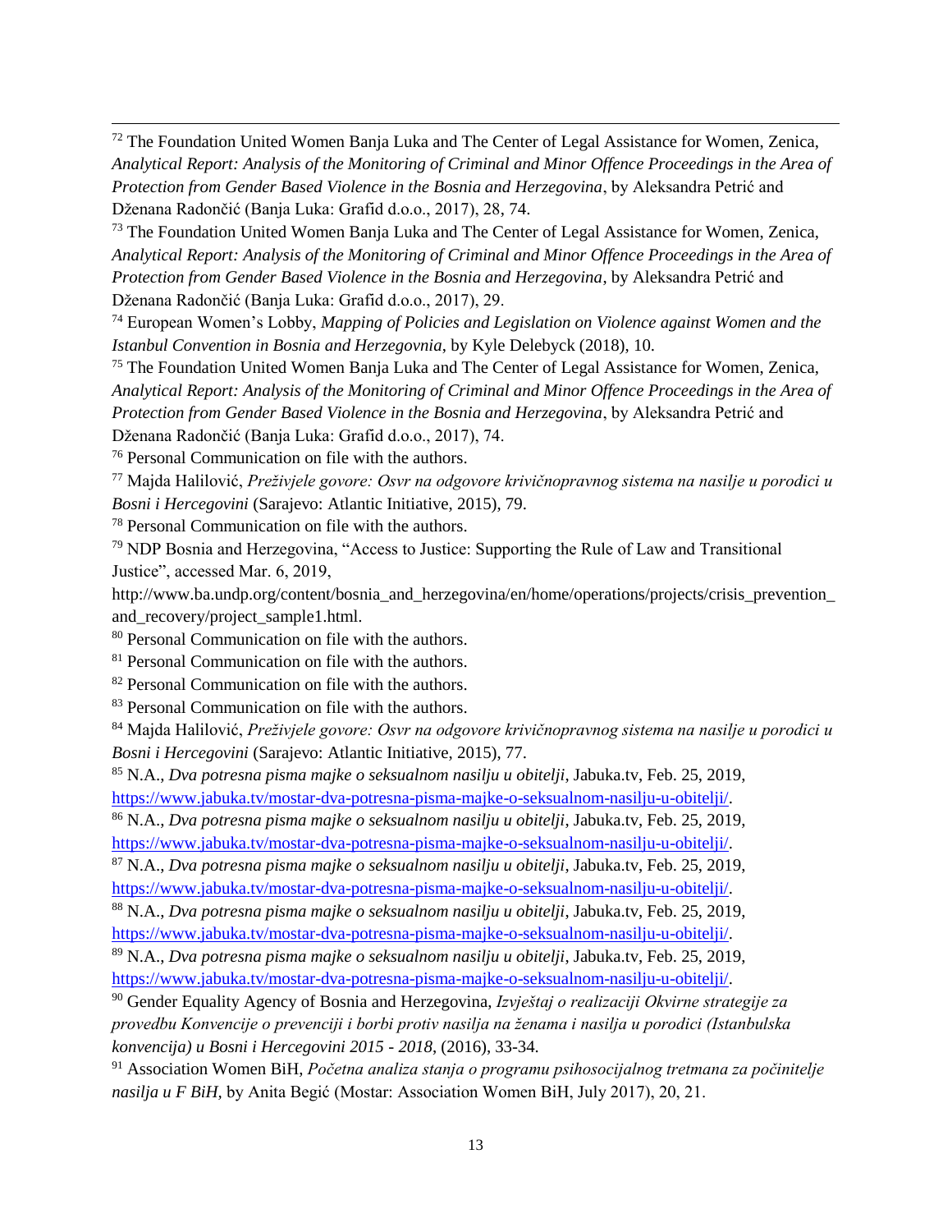[72] The Foundation United Women Banja Luka and The Center of Legal Assistance for Women, Zenica, *Analytical Report: Analysis of the Monitoring of Criminal and Minor Offence Proceedings in the Area of Protection from Gender Based Violence in the Bosnia and Herzegovina*, by Aleksandra Petrić and Dženana Radončić (Banja Luka: Grafid d.o.o., 2017), 28, 74.

[73] The Foundation United Women Banja Luka and The Center of Legal Assistance for Women, Zenica, *Analytical Report: Analysis of the Monitoring of Criminal and Minor Offence Proceedings in the Area of Protection from Gender Based Violence in the Bosnia and Herzegovina*, by Aleksandra Petrić and Dženana Radončić (Banja Luka: Grafid d.o.o., 2017), 29.

[74] European Women's Lobby, *Mapping of Policies and Legislation on Violence against Women and the Istanbul Convention in Bosnia and Herzegovnia*, by Kyle Delebyck (2018), 10.

[75] The Foundation United Women Banja Luka and The Center of Legal Assistance for Women, Zenica, *Analytical Report: Analysis of the Monitoring of Criminal and Minor Offence Proceedings in the Area of Protection from Gender Based Violence in the Bosnia and Herzegovina*, by Aleksandra Petrić and Dženana Radončić (Banja Luka: Grafid d.o.o., 2017), 74.

[76] Personal Communication on file with the authors.

[77] Majda Halilović, *Preživjele govore: Osvr na odgovore krivičnopravnog sistema na nasilje u porodici u Bosni i Hercegovini* (Sarajevo: Atlantic Initiative, 2015), 79.

[78] Personal Communication on file with the authors.

[79] NDP Bosnia and Herzegovina, "Access to Justice: Supporting the Rule of Law and Transitional Justice", accessed Mar. 6, 2019, http://www.ba.undp.org/content/bosnia_and_herzegovina/en/home/operations/projects/crisis_prevention_and_recovery/project_sample1.html.

[80] Personal Communication on file with the authors.

[81] Personal Communication on file with the authors.

[82] Personal Communication on file with the authors.

[83] Personal Communication on file with the authors.

[84] Majda Halilović, *Preživjele govore: Osvr na odgovore krivičnopravnog sistema na nasilje u porodici u Bosni i Hercegovini* (Sarajevo: Atlantic Initiative, 2015), 77.

[85] N.A., *Dva potresna pisma majke o seksualnom nasilju u obitelji*, Jabuka.tv, Feb. 25, 2019, https://www.jabuka.tv/mostar-dva-potresna-pisma-majke-o-seksualnom-nasilju-u-obitelji/.

[86] N.A., *Dva potresna pisma majke o seksualnom nasilju u obitelji*, Jabuka.tv, Feb. 25, 2019, https://www.jabuka.tv/mostar-dva-potresna-pisma-majke-o-seksualnom-nasilju-u-obitelji/.

[87] N.A., *Dva potresna pisma majke o seksualnom nasilju u obitelji*, Jabuka.tv, Feb. 25, 2019, https://www.jabuka.tv/mostar-dva-potresna-pisma-majke-o-seksualnom-nasilju-u-obitelji/.

[88] N.A., *Dva potresna pisma majke o seksualnom nasilju u obitelji*, Jabuka.tv, Feb. 25, 2019, https://www.jabuka.tv/mostar-dva-potresna-pisma-majke-o-seksualnom-nasilju-u-obitelji/.

[89] N.A., *Dva potresna pisma majke o seksualnom nasilju u obitelji*, Jabuka.tv, Feb. 25, 2019, https://www.jabuka.tv/mostar-dva-potresna-pisma-majke-o-seksualnom-nasilju-u-obitelji/.

[90] Gender Equality Agency of Bosnia and Herzegovina, *Izvještaj o realizaciji Okvirne strategije za provedbu Konvencije o prevenciji i borbi protiv nasilja na ženama i nasilja u porodici (Istanbulska konvencija) u Bosni i Hercegovini 2015 - 2018*, (2016), 33-34.

[91] Association Women BiH, *Početna analiza stanja o programu psihosocijalnog tretmana za počinitelje nasilja u F BiH,* by Anita Begić (Mostar: Association Women BiH, July 2017), 20, 21.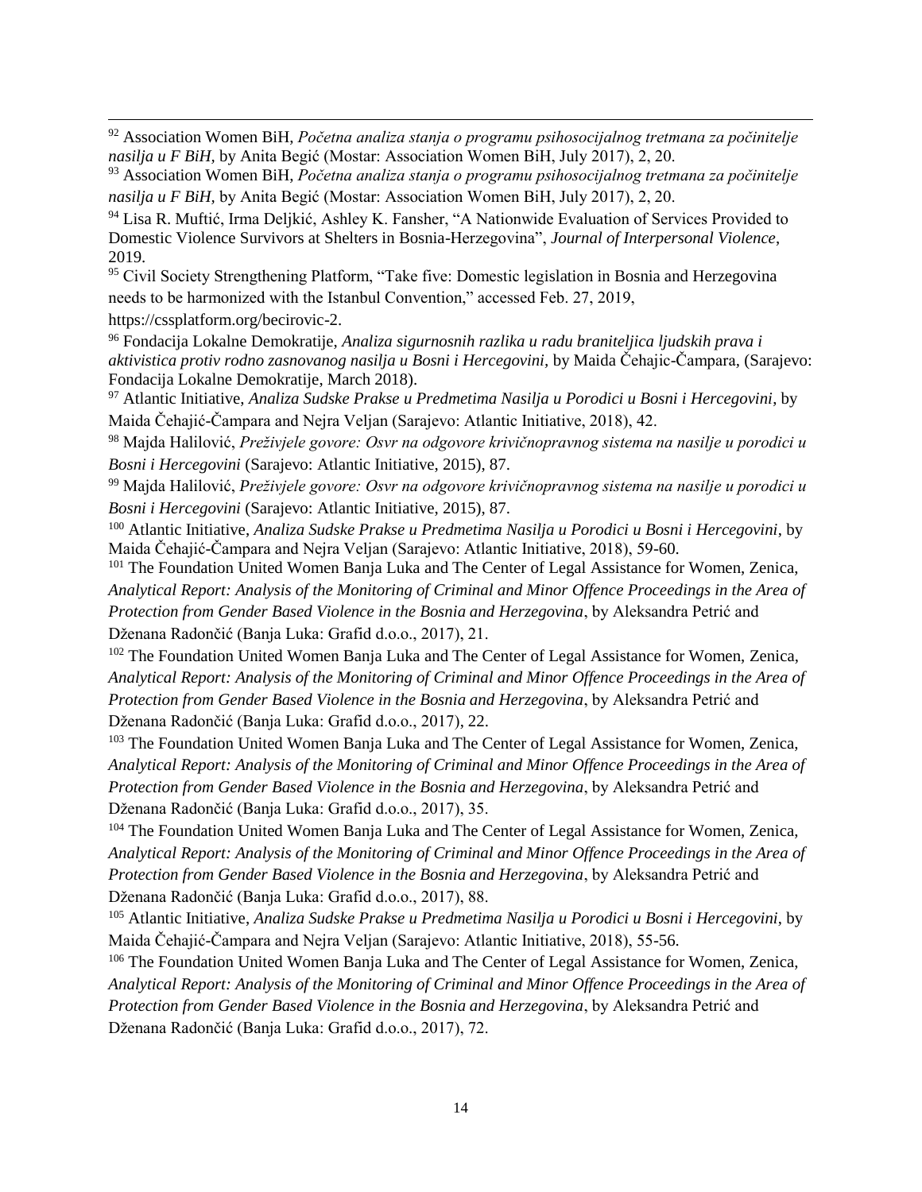[92] Association Women BiH, *Početna analiza stanja o programu psihosocijalnog tretmana za počinitelje nasilja u F BiH,* by Anita Begić (Mostar: Association Women BiH, July 2017), 2, 20.

[93] Association Women BiH, *Početna analiza stanja o programu psihosocijalnog tretmana za počinitelje nasilja u F BiH,* by Anita Begić (Mostar: Association Women BiH, July 2017), 2, 20.

[94] Lisa R. Muftić, Irma Deljkić, Ashley K. Fansher, "A Nationwide Evaluation of Services Provided to Domestic Violence Survivors at Shelters in Bosnia-Herzegovina", *Journal of Interpersonal Violence*, 2019.

[95] Civil Society Strengthening Platform, "Take five: Domestic legislation in Bosnia and Herzegovina needs to be harmonized with the Istanbul Convention," accessed Feb. 27, 2019, https://cssplatform.org/becirovic-2.

[96] Fondacija Lokalne Demokratije, *Analiza sigurnosnih razlika u radu braniteljica ljudskih prava i aktivistica protiv rodno zasnovanog nasilja u Bosni i Hercegovini,* by Maida Čehajic-Čampara, (Sarajevo: Fondacija Lokalne Demokratije, March 2018).

[97] Atlantic Initiative, *Analiza Sudske Prakse u Predmetima Nasilja u Porodici u Bosni i Hercegovini*, by Maida Čehajić-Čampara and Nejra Veljan (Sarajevo: Atlantic Initiative, 2018), 42.

[98] Majda Halilović, *Preživjele govore: Osvr na odgovore krivičnopravnog sistema na nasilje u porodici u Bosni i Hercegovini* (Sarajevo: Atlantic Initiative, 2015), 87.

[99] Majda Halilović, *Preživjele govore: Osvr na odgovore krivičnopravnog sistema na nasilje u porodici u Bosni i Hercegovini* (Sarajevo: Atlantic Initiative, 2015), 87.

[100] Atlantic Initiative, *Analiza Sudske Prakse u Predmetima Nasilja u Porodici u Bosni i Hercegovini*, by Maida Čehajić-Čampara and Nejra Veljan (Sarajevo: Atlantic Initiative, 2018), 59-60.

[101] The Foundation United Women Banja Luka and The Center of Legal Assistance for Women, Zenica, *Analytical Report: Analysis of the Monitoring of Criminal and Minor Offence Proceedings in the Area of Protection from Gender Based Violence in the Bosnia and Herzegovina*, by Aleksandra Petrić and Dženana Radončić (Banja Luka: Grafid d.o.o., 2017), 21.

[102] The Foundation United Women Banja Luka and The Center of Legal Assistance for Women, Zenica, *Analytical Report: Analysis of the Monitoring of Criminal and Minor Offence Proceedings in the Area of Protection from Gender Based Violence in the Bosnia and Herzegovina*, by Aleksandra Petrić and Dženana Radončić (Banja Luka: Grafid d.o.o., 2017), 22.

[103] The Foundation United Women Banja Luka and The Center of Legal Assistance for Women, Zenica, *Analytical Report: Analysis of the Monitoring of Criminal and Minor Offence Proceedings in the Area of Protection from Gender Based Violence in the Bosnia and Herzegovina*, by Aleksandra Petrić and Dženana Radončić (Banja Luka: Grafid d.o.o., 2017), 35.

[104] The Foundation United Women Banja Luka and The Center of Legal Assistance for Women, Zenica, *Analytical Report: Analysis of the Monitoring of Criminal and Minor Offence Proceedings in the Area of Protection from Gender Based Violence in the Bosnia and Herzegovina*, by Aleksandra Petrić and Dženana Radončić (Banja Luka: Grafid d.o.o., 2017), 88.

[105] Atlantic Initiative, *Analiza Sudske Prakse u Predmetima Nasilja u Porodici u Bosni i Hercegovini*, by Maida Čehajić-Čampara and Nejra Veljan (Sarajevo: Atlantic Initiative, 2018), 55-56.

[106] The Foundation United Women Banja Luka and The Center of Legal Assistance for Women, Zenica, *Analytical Report: Analysis of the Monitoring of Criminal and Minor Offence Proceedings in the Area of Protection from Gender Based Violence in the Bosnia and Herzegovina*, by Aleksandra Petrić and Dženana Radončić (Banja Luka: Grafid d.o.o., 2017), 72.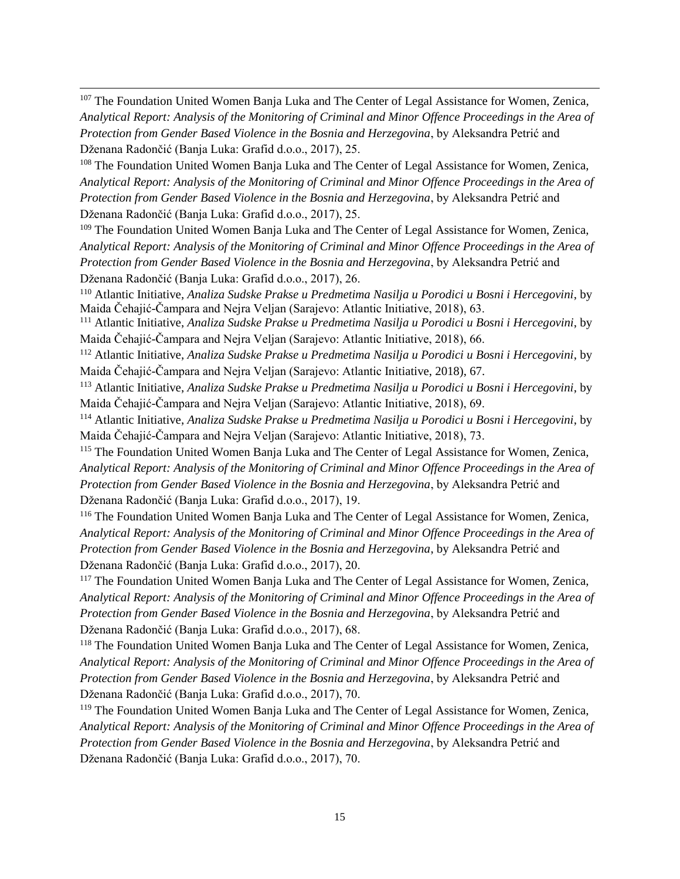[107] The Foundation United Women Banja Luka and The Center of Legal Assistance for Women, Zenica, *Analytical Report: Analysis of the Monitoring of Criminal and Minor Offence Proceedings in the Area of Protection from Gender Based Violence in the Bosnia and Herzegovina*, by Aleksandra Petrić and Dženana Radončić (Banja Luka: Grafid d.o.o., 2017), 25.

[108] The Foundation United Women Banja Luka and The Center of Legal Assistance for Women, Zenica, *Analytical Report: Analysis of the Monitoring of Criminal and Minor Offence Proceedings in the Area of Protection from Gender Based Violence in the Bosnia and Herzegovina*, by Aleksandra Petrić and Dženana Radončić (Banja Luka: Grafid d.o.o., 2017), 25.

[109] The Foundation United Women Banja Luka and The Center of Legal Assistance for Women, Zenica, *Analytical Report: Analysis of the Monitoring of Criminal and Minor Offence Proceedings in the Area of Protection from Gender Based Violence in the Bosnia and Herzegovina*, by Aleksandra Petrić and Dženana Radončić (Banja Luka: Grafid d.o.o., 2017), 26.

[110] Atlantic Initiative, *Analiza Sudske Prakse u Predmetima Nasilja u Porodici u Bosni i Hercegovini*, by Maida Čehajić-Čampara and Nejra Veljan (Sarajevo: Atlantic Initiative, 2018), 63.

[111] Atlantic Initiative, *Analiza Sudske Prakse u Predmetima Nasilja u Porodici u Bosni i Hercegovini*, by Maida Čehajić-Čampara and Nejra Veljan (Sarajevo: Atlantic Initiative, 2018), 66.

[112] Atlantic Initiative, *Analiza Sudske Prakse u Predmetima Nasilja u Porodici u Bosni i Hercegovini*, by Maida Čehajić-Čampara and Nejra Veljan (Sarajevo: Atlantic Initiative, 2018), 67.

[113] Atlantic Initiative, *Analiza Sudske Prakse u Predmetima Nasilja u Porodici u Bosni i Hercegovini*, by Maida Čehajić-Čampara and Nejra Veljan (Sarajevo: Atlantic Initiative, 2018), 69.

[114] Atlantic Initiative, *Analiza Sudske Prakse u Predmetima Nasilja u Porodici u Bosni i Hercegovini*, by Maida Čehajić-Čampara and Nejra Veljan (Sarajevo: Atlantic Initiative, 2018), 73.

[115] The Foundation United Women Banja Luka and The Center of Legal Assistance for Women, Zenica, *Analytical Report: Analysis of the Monitoring of Criminal and Minor Offence Proceedings in the Area of Protection from Gender Based Violence in the Bosnia and Herzegovina*, by Aleksandra Petrić and Dženana Radončić (Banja Luka: Grafid d.o.o., 2017), 19.

[116] The Foundation United Women Banja Luka and The Center of Legal Assistance for Women, Zenica, *Analytical Report: Analysis of the Monitoring of Criminal and Minor Offence Proceedings in the Area of Protection from Gender Based Violence in the Bosnia and Herzegovina*, by Aleksandra Petrić and Dženana Radončić (Banja Luka: Grafid d.o.o., 2017), 20.

[117] The Foundation United Women Banja Luka and The Center of Legal Assistance for Women, Zenica, *Analytical Report: Analysis of the Monitoring of Criminal and Minor Offence Proceedings in the Area of Protection from Gender Based Violence in the Bosnia and Herzegovina*, by Aleksandra Petrić and Dženana Radončić (Banja Luka: Grafid d.o.o., 2017), 68.

[118] The Foundation United Women Banja Luka and The Center of Legal Assistance for Women, Zenica, *Analytical Report: Analysis of the Monitoring of Criminal and Minor Offence Proceedings in the Area of Protection from Gender Based Violence in the Bosnia and Herzegovina*, by Aleksandra Petrić and Dženana Radončić (Banja Luka: Grafid d.o.o., 2017), 70.

[119] The Foundation United Women Banja Luka and The Center of Legal Assistance for Women, Zenica, *Analytical Report: Analysis of the Monitoring of Criminal and Minor Offence Proceedings in the Area of Protection from Gender Based Violence in the Bosnia and Herzegovina*, by Aleksandra Petrić and Dženana Radončić (Banja Luka: Grafid d.o.o., 2017), 70.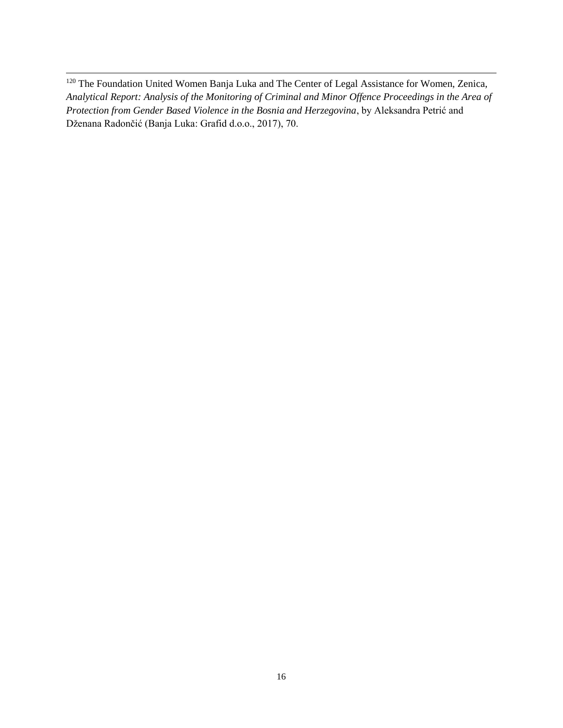[120] The Foundation United Women Banja Luka and The Center of Legal Assistance for Women, Zenica, *Analytical Report: Analysis of the Monitoring of Criminal and Minor Offence Proceedings in the Area of Protection from Gender Based Violence in the Bosnia and Herzegovina*, by Aleksandra Petrić and Dženana Radončić (Banja Luka: Grafid d.o.o., 2017), 70.